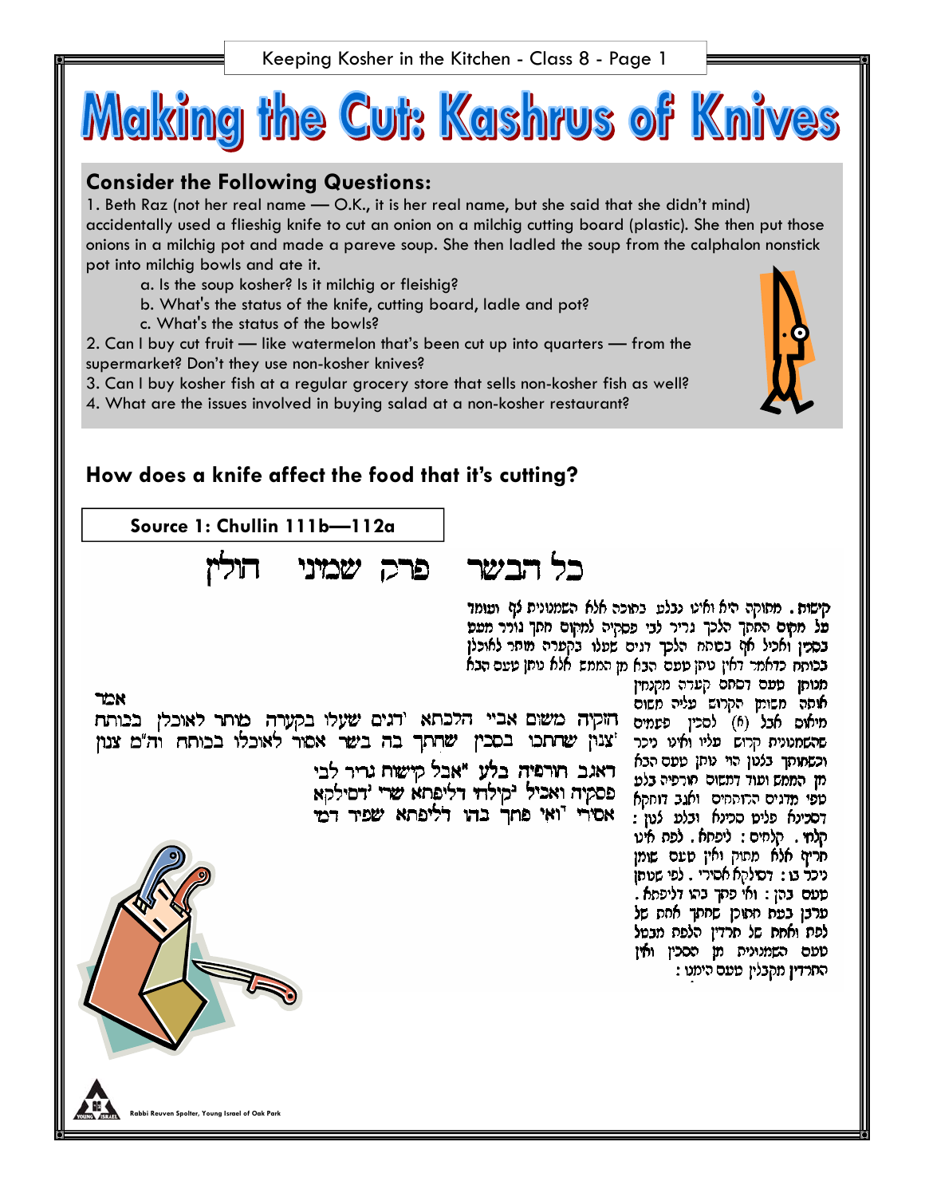# Making the Cut: Kashrus of Knives

## Consider the Following Questions:

1. Beth Raz (not her real name — O.K., it is her real name, but she said that she didn't mind) accidentally used a flieshig knife to cut an onion on a milchig cutting board (plastic). She then put those onions in a milchig pot and made a pareve soup. She then ladled the soup from the calphalon nonstick pot into milchig bowls and ate it.
    - a. Is the soup kosher? Is it milchig or fleishig?
    - b. What's the status of the knife, cutting board, ladle and pot?
    - c. What's the status of the bowls?
2. Can I buy cut fruit — like watermelon that's been cut up into quarters — from the supermarket? Don't they use non-kosher knives?
3. Can I buy kosher fish at a regular grocery store that sells non-kosher fish as well?
4. What are the issues involved in buying salad at a non-kosher restaurant?

## How does a knife affect the food that it's cutting?

### Source 1: Chullin 111b—112a

כל הבשר פרק שמיני חולין

אמר חזקיה משום אביי הלכתא דגים שעלו בקערה מותר לאוכלן בכותח צנון שחתכו בסכין שחתך בה בשר אסור לאוכלו בכותח וה"מ צנון דאגב חורפיה בלע אבל קישות גריר לבי פסקיה ואכיל קולחי דליפתא שרי דסילקא אסירי ואי פחך בהו דליפתא שפיר דמי

קישות. מתוקה היא ואינו נבלע בתוכה אלא השמנונית לף ועומד על מקום החתך הלכך גריר לבי פסקיה למקום החתך גורר מעט בסכין ואוכל אף בכותח הלכך דגים שעלו בקערה מותר לאוכלן בכותח כדאמר דאין נותן טעם הבא מן המתם אלא נותן טעם הבא מכותן טעם דסתם קערה מקנחין אותה מבושן הקרוש עליה משום מיאוס אבל (א) לסכין פעמים שהשמנונית קרוש עליו ואינו ניכר וכשחותך בצנון הוי נותן טעם הבא מן המתם ועוד דמשום חורפיה בלע טפי מדגים הרותחים ואגב דוחקא דסכינא פלים סכינא ובלע צנון: קלחי. קלחים: ליפתא. לפת אינו חריף אלא מתוק ואין טעם שומן ניכר בו: דסילקא אסירי. לפי שטעמן טעם בהן: ואי פחך בהו דליפתא. ערבן בעת התוכן שחתך אחת של לפת ואחת של תרדין הלפת מבטל טעם השמנונית מן הסכין ואין התרדין מקבלין טעם הימנו: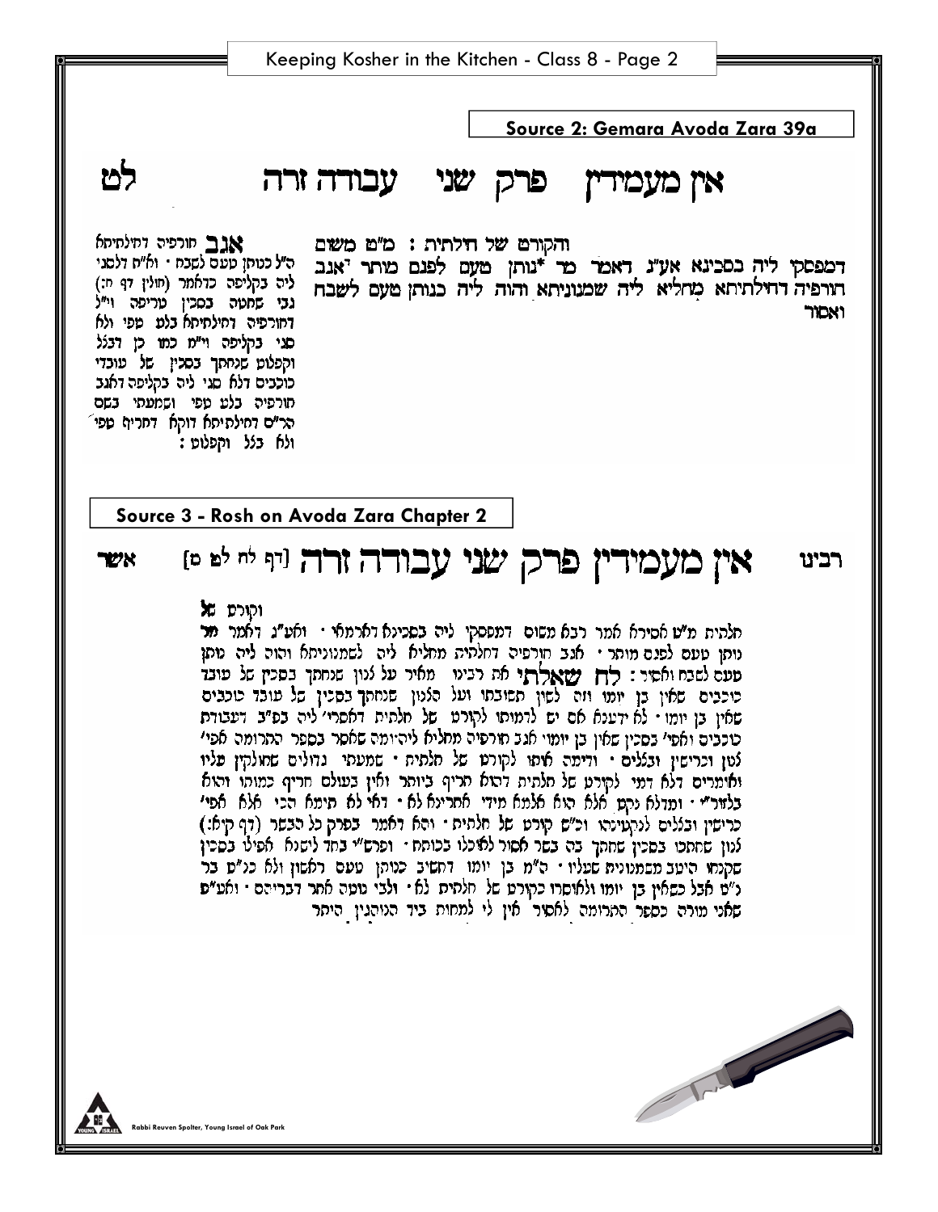## Source 2: Gemara Avoda Zara 39a

### לט עבודה זרה פרק שני אין מעמידין

והקורט של חלתית: מ"ט משום דמפסק ליה בסכינא אע"ג דאמר מר נותן טעם לפגם מותר אגב חורפיה דחילתיתא מחליא ליה שמנוניתא והוה ליה כנותן טעם לשבח ואסור

**אגב** חורפיה דחילתיתא ה"ל כנותן טעם לשבח • ולא"ה דלסגי ליה בקליפה כדאמר (חולין דף ח:) גבי שחטה בסכין טריפה וי"ל דחורפיה דחילתיתא בלע טפי ולא סגי בקליפה וי"מ כמו כן דבצל וקפלוט שנחתך בסכין של עובדי כוכבים דלא סגי ליה בקליפה דאגב חורפיה בלע טפי ושמעתי בשם הר"ם דחילתיתא דוקא דחריף טפי ולא בצל וקפלוט:

## Source 3 - Rosh on Avoda Zara Chapter 2

### רבינו אין מעמידין פרק שני עבודה זרה [דף לח לט ס] אשר

**וקורט** של חלתית מ"ט אסירא אמר רבא משום דמפסקי ליה בסכינא דארמאי • ואע"ג דאמר מר נותן טעם לפגם מותר • אגב חורפיה דחלתיה מחליא ליה לשמנוניתא והוה ליה נותן טעם לשבח ואסור: **לה שאלתי** את רבינו מאיר על לנון שנחתך בסכין של עובד כוכבים שאין בן יומו וזה לשון תשובתו ועל הלנון שנחתך בסכין של עובד כוכבים שאין בן יומו • לא ידענא אם יש לדמותו לקורט של חלתית דאסרי' ליה בפ"ב דעבודת כוכבים ואסי' בסכין שאין בן יומו אגב חורפיה מחליא ליהיומה שאסר בספר התרומה אפי' לנון וכרישין ובצלים • ודימה אותו לקורט של חלתית • שמעתי גדולים שחולקין עליו ואומרים דלא דמי לקורט של חלתית דהוא חריף ביותר ואין בעולם חריף כמוהו והוא בלעז"י • ומדלא נקט אלא הוא אלמא מידי אחרינא לא • דאי לא תימא הכי אלא אפי' כרישין ובצלים לנקטינהו וכ"ש קורט של חלתית • והא דאמר בפרק כל הבשר (דף קיא:) לנון שחתכו בסכין שחתך בה בשר אסור לאכלו בכותח • ופרש"י בחד ליפנא אפילו בסכין שקנחו היטב מהשמנונית שעליו • ה"מ בן יומו דחשיב כנותן טעם ראשון ולא כ"ש בר נ"ט אבל כשאין בן יומו ולאוסרו כקורט של חלתית לא • ולבי נוטה אחר דבריהם • ואע"פ שאני מורה כספר התרומה לאסור אין לי למחות ביד המיקלין היתר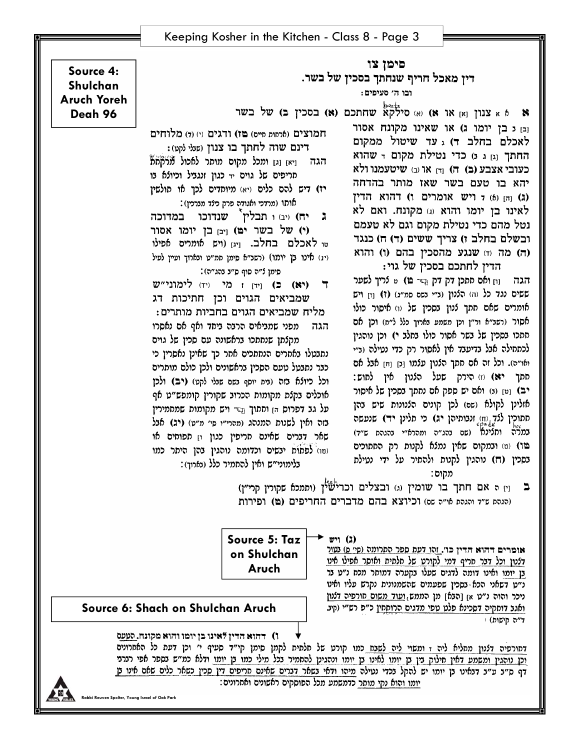**Source 4: Shulchan Aruch Yoreh Deah 96**

# סימן צו

## דין מאכל חריף שנחתך בסכין של בשר.

ובו ה׳ סעיפים:

**א** א צנון (א) או א) (א) סילקא (beets) שחתכם (א) בסכין ב) של בשר [ב] ב בן יומו ג) או שאינו מקונח אסור לאכלם בחלב ד) ג עד שיטול ממקום החתך [ג] ג ב) כדי נטילת מקום ד שהוא כעובי אצבע (ב) ה) [ד] או (ב) שיטעמנו ולא יהא בו טעם בשר שאז מותר בהדחה (ג) [ה] (ה) ד ויש אומרים ו) דהוא הדין לאינו בן יומו והוא (ג) מקונח. ואם לא נטל מהם כדי נטילת מקום וגם לא טעמם ובשלם בחלב ז) צריך ששים (ד) ח) כנגד (ה) מה (ד) שנגע מהסכין בהם (ו) והוא הדין לחתכם בסכין של גוי:

הגה [ו] ואם חתכן דק דק ט) ה צריך לשער ששים נגד כל (ה) הלנון (ב״י בשם סמ״ג) (ז) [ז] ויש אומרים שאם חתך לנון בסכין של (ו) איסור כולו אסור (רשב״א ור״ן וכן משמע באריך כלל ל״ח) וכן אם חתכו בסכין של בשר אסור כולו בחלב י) וכן נוהגין לכתחילה אבל בדיעבד אין לאסור רק כדי נטילה (ב״י ואו״ה). וכל זה אם חתך הלנון עלמו [ב] [ח] אבל אם חתך יא) (ז) הירק שעל הלנון אין לחוש: יב) [ט] (ג) ואם יש ספק אם נחתך בסכין של איסור אזלינן לקולא (שם) לכן קונים הלנונות שיש בהן חתוכין לכך (ח) ונבוחינן יג) כי תלינן יד) שנעשה במרה (spade hoe) ואלינלא (שם בהג״ה ותהרא״י בהגהת ש״ד) טו) (ט) ובמקום שאין נמלא לקנות רק המחוכים בסכין (ח) נוהגין לקנות ולהתיר על ידי נטילת מקום:

**ב** [י] ה אם חתך בו שומין (ג) ובצלים וכרישין (leek) (ותמכא שקורין קריי״ן) (הגהת ש״ד והגהת או״ה שם) וכיוצא בהם מדברים החריפים (ט) ופירות חמוצים (אגרות חיים) טז) ודגים (י) (ד) מלוחים דינם שוה לחתך בו צנון (שבלי לקט):

הגה [יא] [ג] ומכל מקום מותר לאכול מלקחא חריפים של גוים יד כגון זנגביל וכיולא בו יז) דיש להם כלים (יא) מיוחדים לכך או תולשין אותו (מרדכי ואגודה פרק כילד מברכין):

**ג** יח) (יב) ו תבלין שנדוכו במדוכה (י) של בשר יט) [יב] בן יומו אסור טו לאכלם בחלב. [יג] (ויש אומרים אפילו (יג) אינו בן יומו) (רשב״א סימן תמ״ט ובארוך ועיין לעיל סימן נ״ה סוף ס״ב בהג״ה):

**ד** (יא) כ) [יד] ז מי (יד) לימוני״ש שמביאים הגוים וכן חתיכות דג מליח שמביאים הגוים בחביות מותרים:

הגה מפני שמביאים הרבה ביחד ואף אם נאסרו מקלתן שנחתכו בראשונה עם סכין של גוים נתבטלו באחרים הנחתכים אחר כך שאין נאסרין כי כבר נתבטל טעם הסכין בראשונים ולכן כולם מותרים וכל כיולא בזה (בית יוסף בשם שבלי לקט) (יב) ולכן אוכלים בקלת מקומות הכרוב שקורין קומפס״ט אף על גב דפרוס הי וחתוך ויש מקומות שמחמירין בזה ואין לשנות המנהג (מהרי״ו סי׳ מ״ט) (יג) אבל שאר דברים שאינם חריפין כגון ו תפוחים או (טו) לפתות יבשים וכדומה נוהגין בהן היתר כמו בלימוני״ש ואין להחמיר כלל (בארוך):

**Source 5: Taz on Shulchan Aruch**

(ג) ויש אומרים דהוא הדין כו׳. זהו דעת ספר התרומה (סי׳ ס) בשור דלנון וכל דבר חריף דמי לקורט של חלתית ואוסר אפילו אינו בן יומו ואינו דומה לדגים שעלו בקערה דמותר מכח נ״ט בר נ״ט דשאני הכא בסכין שפעמים שהשמנונית נקרש עליו ואינו ניכר והוה נ״ט א [הבא] מן הממש, ועוד משום חורפיה דלנון ואגב דוחקיה דסכינא פלט טפי מדגים הרותחין כ״פ רש״י (קיב ד״ה קישות)

**Source 6: Shach on Shulchan Aruch**

ו) דהוא הדין לאינו בן יומו והוא מקונח. הטעם דחורפיה דלנון מחליא ליה ז ומשוי ליה לשבח כמו קורט של חלתית לקמן סימן קי״ד סעיף י׳ וכן דעת כל האחרונים וכן נוהגין ומשמע דאין חילוק בין בן יומו לאינו בן יומו ונהגינן להחמיר בכל מילי כמו בן יומו ודלא כמ״ש בספר אפי רברבי דף ס״ב ע״ב דבאינו בן יומו יש להקל בכדי נטילה מיהו ודאי בשאר דברים שאינם חריפים דין סכין כשאר כלים שאם אינו בן יומו והוא נקי מותר כדמשמע מכל הפוסקים ראשונים ואחרונים:

Rabbi Reuven Spolter, Young Israel of Oak Park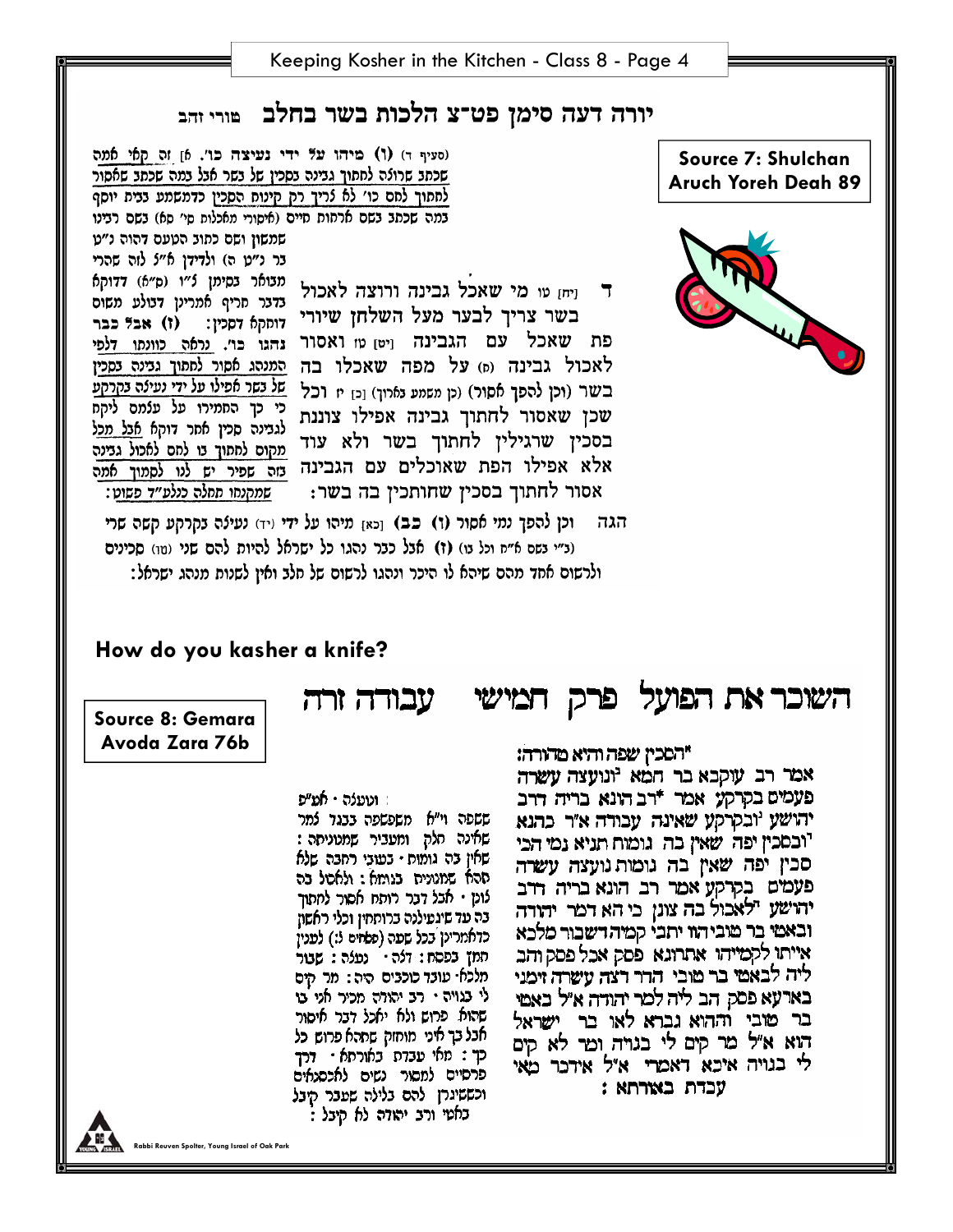**Source 7: Shulchan Aruch Yoreh Deah 89**

## יורה דעה סימן פט-צ הלכות בשר בחלב טורי זהב

ד [יח] טו מי שאכל גבינה ורוצה לאכול בשר צריך לבער מעל השלחן שיורי פת שאכל עם הגבינה [יט] טז ואסור לאכול גבינה (ס) על מפה שאכלו בה בשר (וכן להפך אסור) (כן משמע בארוך) [כ] יז וכל שכן שאסור לחתוך גבינה אפילו צוננת בסכין שרגילין לחתוך בשר ולא עוד אלא אפילו הפת שאוכלים עם הגבינה אסור לחתוך בסכין שחותכין בה בשר:

הגה וכן להפך נמי אסור (ו) כב [כא] מיהו על ידי (יד) נעיצה בקרקע קשה שרי (ב"י בשם א"ח וכל בו) (ז) אבל כבר נהגו כל ישראל להיות להם שני (טו) סכינים ולרשום אחד מהם שיהא לו היכר ונהגו לרשום של חלב ואין לשנות מנהג ישראל:

(סעיף ד) (ו) מיהו על ידי נעיצה כו'. א] זה קאי אמה שכתב שרוצה לחתוך גבינה בסכין של בשר אבל במה שכתב שאסור לחתוך לחם כו' לא צריך רק קינוח הסכין כדמשמע בבית יוסף במה שכתב בשם ארחות חיים (איסורי מאכלות סי' סא) בשם רבינו שמשון ושם כתוב הטעם דהוה נ"ט בר נ"ט ה) ולדידן א"צ לזה שהרי מבואר בסימן צ"ה (ס"א) דדוקא בדבר חריף אמרינן דבולע משום דוחקא דסכין: (ז) אבל כבר נהגו כו'. נראה כוונתו דלפי המנהג אסור לחתוך גבינה בסכין של בשר אפילו על ידי נעיצה בקרקע כי כך החמירו על עצמם ליקח לגבינה סכין אחר דוקא אבל מכל מקום לחתוך בו לחם לאכול גבינה בזה שפיר יש לנו לסמוך אמה שמקנחו תחלה כנלע"ד פשוט:

### How do you kasher a knife?

**Source 8: Gemara Avoda Zara 76b**

## השוכר את הפועל פרק חמישי עבודה זרה

הסכין שפה והיא טהורה:
אמר רב עוקבא בר חמא ונועצה עשרה פעמים בקרקע אמר רב הונא בריה דרב יהושע ובקרקע שאינה עבודה א"ר כהנא ובסכין יפה שאין בה גומות תניא נמי הכי סכין יפה שאין בה גומות נועצה עשרה פעמים בקרקע אמר רב הונא בריה דרב יהושע ולאכול בה צונן כי הא דמר יהודה ובאטי בר טוביה הוו יתבי קמיה דשבור מלכא אייתו לקמייהו אתרוגא פסק אכל פסק והב ליה לבאטי בר טובי הדר דצה עשרה זמני בארעא פסק הב ליה למר יהודה א"ל באטי בר טובי וההוא גברא לאו בר ישראל הוא א"ל מר קים לי בגויה ומר לא קים לי בגויה איכא דאמרי א"ל אידכר מאי עבדת באורתא:

ונועצה · אמ"ש שפפה וי"א משפשפה כנגד למר שאינה חלק ומעביר שמנוניתה: שאין בה גומות · כשוני רחבה שלא תהא שמנונית בגומות: ולאכול בה צונן · אבל דבר רותח אסור לחתוך בה עד שינעילה ברותחין וכלי ראשון כדאמרינן בכל שפה (פסחים ל:) לענין חמץ בפסח: דלה · נעצה: שבור מלכא · עובד כוכבים היה: מר קים לי בגויה · רב יהודה מכיר אני בו שהוא פרוש ולא יאכל דבר איסור אבל כך אני מוחזק שתהא פרוש כל כך: מאי עבדת באורתא · דרך פרסיים לתפור נשים לאכסנאים וכששינרן להם בלילה שעבר קיבל באטי ורב יהודה לא קיבל: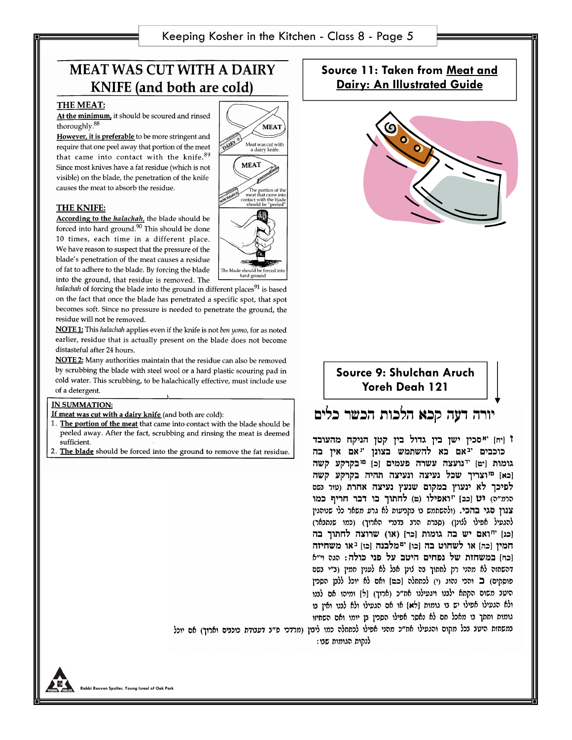# MEAT WAS CUT WITH A DAIRY KNIFE (and both are cold)

### THE MEAT:

**At the minimum,** it should be scoured and rinsed thoroughly.[88]

**However, it is preferable** to be more stringent and require that one peel away that portion of the meat that came into contact with the knife.[89] Since most knives have a fat residue (which is not visible) on the blade, the penetration of the knife causes the meat to absorb the residue.

Meat was cut with a dairy knife.

The portion of the meat that came into contact with the blade should be "peeled"

The blade should be forced into hard ground

### THE KNIFE:

**According to the *halachah*,** the blade should be forced into hard ground.[90] This should be done 10 times, each time in a different place. We have reason to suspect that the pressure of the blade's penetration of the meat causes a residue of fat to adhere to the blade. By forcing the blade into the ground, that residue is removed. The *halachah* of forcing the blade into the ground in different places[91] is based on the fact that once the blade has penetrated a specific spot, that spot becomes soft. Since no pressure is needed to penetrate the ground, the residue will not be removed.

**NOTE 1:** This *halachah* applies even if the knife is not *ben yomo*, for as noted earlier, residue that is actually present on the blade does not become distasteful after 24 hours.

**NOTE 2:** Many authorities maintain that the residue can also be removed by scrubbing the blade with steel wool or a hard plastic scouring pad in cold water. This scrubbing, to be halachically effective, must include use of a detergent.

**IN SUMMATION:**

**If meat was cut with a dairy knife** (and both are cold):

1. **The portion of the meat** that came into contact with the blade should be peeled away. After the fact, scrubbing and rinsing the meat is deemed sufficient.
2. **The blade** should be forced into the ground to remove the fat residue.

**Source 11: Taken from Meat and Dairy: An Illustrated Guide**

**Source 9: Shulchan Aruch Yoreh Deah 121**

## יורה דעה קכא הלכות הכשר כלים

ז [יח] יאסכין ישן בין גדול בין קטן הניקח מהעובד כוכבים יבאם בא להשתמש בצונן יגאם אין בה גומות [יט] ידנועצה עשרה פעמים [כ] טובקרקע קשה [כא] טזוצריך שכל נעיצה ונעיצה תהיה בקרקע קשה לפיכך לא ינעוץ במקום שנעץ נעיצה אחרת (טור בשם הרמ"ה) **יט** [כב] יזואפילו (ח) לחתוך בו דבר חריף כמו צנון סגי בהכי. (ולהשתמש בו בקביעות לא גרע משאר כלי שנוהגין להגעיל אפילו לצונן) (סברת הרב מדברי האו"ה) (כמו שנתבאר) [כג] יחואם יש בה גומות [כד] (או) שרוצה לחתוך בה חמין [כה] או לשחוט בה [כו] יטמלבנה [כז] כאו משחיזה [כח] במשחזת של נפחים היטב על פני כולה: הגה וי"א דהשחזה לא מהני רק לחתוך בה צונן אבל לא לענין חמין (ב"י בשם פוסקים) **ב** והכי נהוג (י) לכתחלה [כט] ואם לא יוכל ללבן הסכין היטב משום הקתא ילבנו ויגעילנו אח"כ (ארוך) [ל] ומיהו אם לבנו ולא הגעילו אפילו יש בו גומות [לא] או אם הגעילו ולא לבנו ואין בו גומות וחתך בו מאכל חם לא נאסר אפילו הסכין בן יומו ואם השחיזו במשחזת היטב בכל מקום והגעילו אח"כ מהני אפילו לכתחלה כמו ליבון (מרדכי פ"ג דעבודת כוכבים וארוך) אם יוכל לנקות הגומות שבו: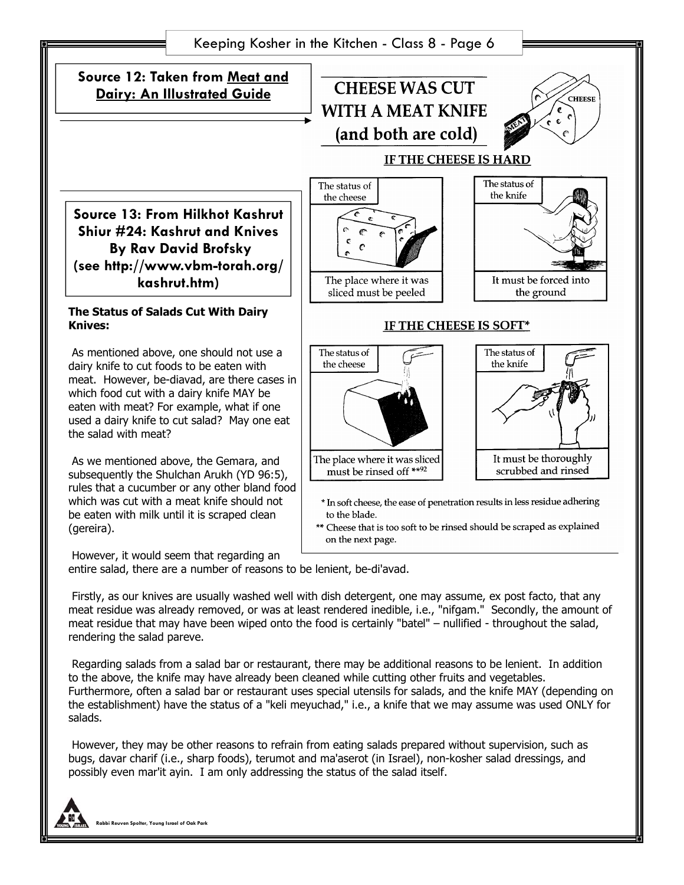**Source 12: Taken from Meat and Dairy: An Illustrated Guide**

## CHEESE WAS CUT WITH A MEAT KNIFE (and both are cold)

### IF THE CHEESE IS HARD

The status of the cheese

The place where it was sliced must be peeled

The status of the knife

It must be forced into the ground

### IF THE CHEESE IS SOFT*

The status of the cheese

The place where it was sliced must be rinsed off **[92]

The status of the knife

It must be thoroughly scrubbed and rinsed

\* In soft cheese, the ease of penetration results in less residue adhering to the blade.

\*\* Cheese that is too soft to be rinsed should be scraped as explained on the next page.

**Source 13: From Hilkhot Kashrut Shiur #24: Kashrut and Knives By Rav David Brofsky (see http://www.vbm-torah.org/kashrut.htm)**

**The Status of Salads Cut With Dairy Knives:**

As mentioned above, one should not use a dairy knife to cut foods to be eaten with meat. However, be-diavad, are there cases in which food cut with a dairy knife MAY be eaten with meat? For example, what if one used a dairy knife to cut salad? May one eat the salad with meat?

As we mentioned above, the Gemara, and subsequently the Shulchan Arukh (YD 96:5), rules that a cucumber or any other bland food which was cut with a meat knife should not be eaten with milk until it is scraped clean (gereira).

However, it would seem that regarding an entire salad, there are a number of reasons to be lenient, be-di'avad.

Firstly, as our knives are usually washed well with dish detergent, one may assume, ex post facto, that any meat residue was already removed, or was at least rendered inedible, i.e., "nifgam." Secondly, the amount of meat residue that may have been wiped onto the food is certainly "batel" – nullified - throughout the salad, rendering the salad pareve.

Regarding salads from a salad bar or restaurant, there may be additional reasons to be lenient. In addition to the above, the knife may have already been cleaned while cutting other fruits and vegetables. Furthermore, often a salad bar or restaurant uses special utensils for salads, and the knife MAY (depending on the establishment) have the status of a "keli meyuchad," i.e., a knife that we may assume was used ONLY for salads.

However, they may be other reasons to refrain from eating salads prepared without supervision, such as bugs, davar charif (i.e., sharp foods), terumot and ma'aserot (in Israel), non-kosher salad dressings, and possibly even mar'it ayin. I am only addressing the status of the salad itself.